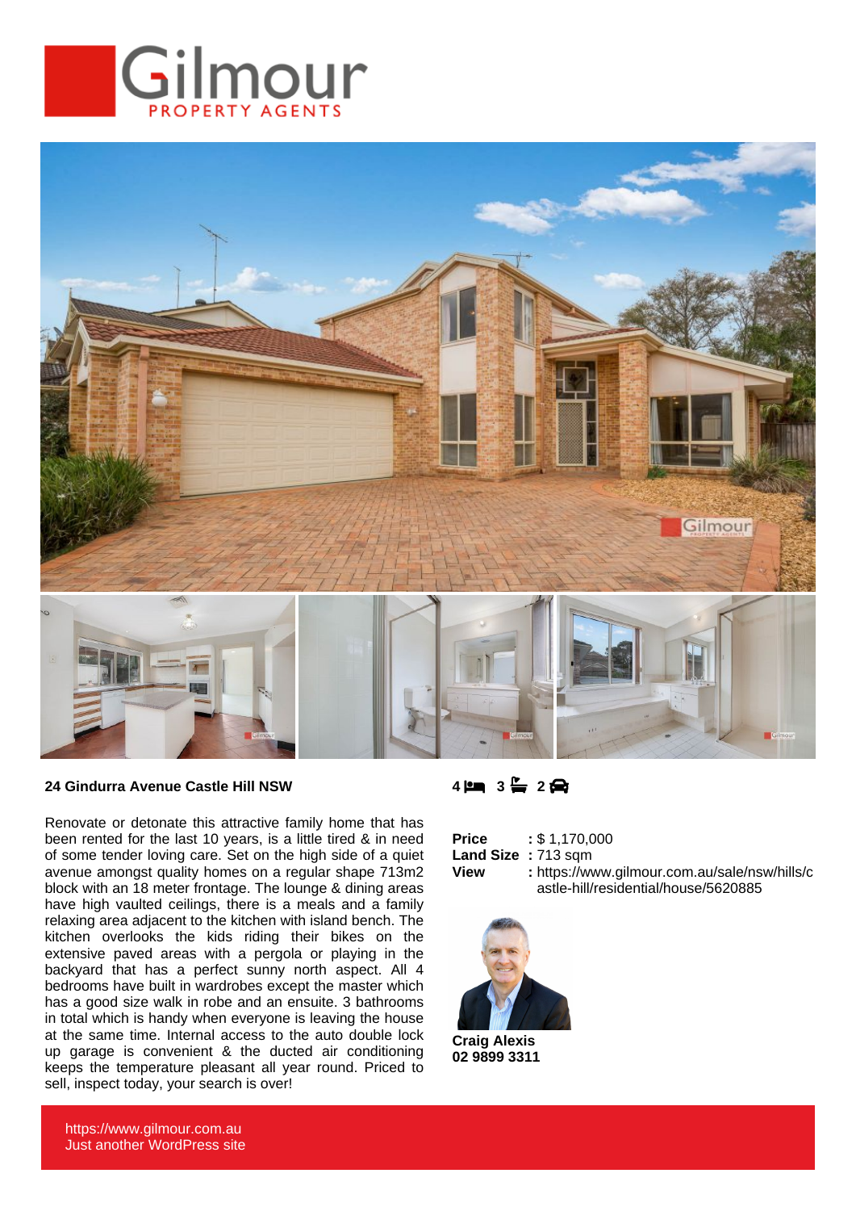# Gilmour PROPERTY AGENTS

**24 Gindurra Avenue Castle Hill NSW**

**4** bed **3** bath **2** car

Renovate or detonate this attractive family home that has been rented for the last 10 years, is a little tired & in need of some tender loving care. Set on the high side of a quiet avenue amongst quality homes on a regular shape 713m2 block with an 18 meter frontage. The lounge & dining areas have high vaulted ceilings, there is a meals and a family relaxing area adjacent to the kitchen with island bench. The kitchen overlooks the kids riding their bikes on the extensive paved areas with a pergola or playing in the backyard that has a perfect sunny north aspect. All 4 bedrooms have built in wardrobes except the master which has a good size walk in robe and an ensuite. 3 bathrooms in total which is handy when everyone is leaving the house at the same time. Internal access to the auto double lock up garage is convenient & the ducted air conditioning keeps the temperature pleasant all year round. Priced to sell, inspect today, your search is over!

**Price** : $ 1,170,000
**Land Size** : 713 sqm
**View** : https://www.gilmour.com.au/sale/nsw/hills/castle-hill/residential/house/5620885

**Craig Alexis**
**02 9899 3311**

https://www.gilmour.com.au
Just another WordPress site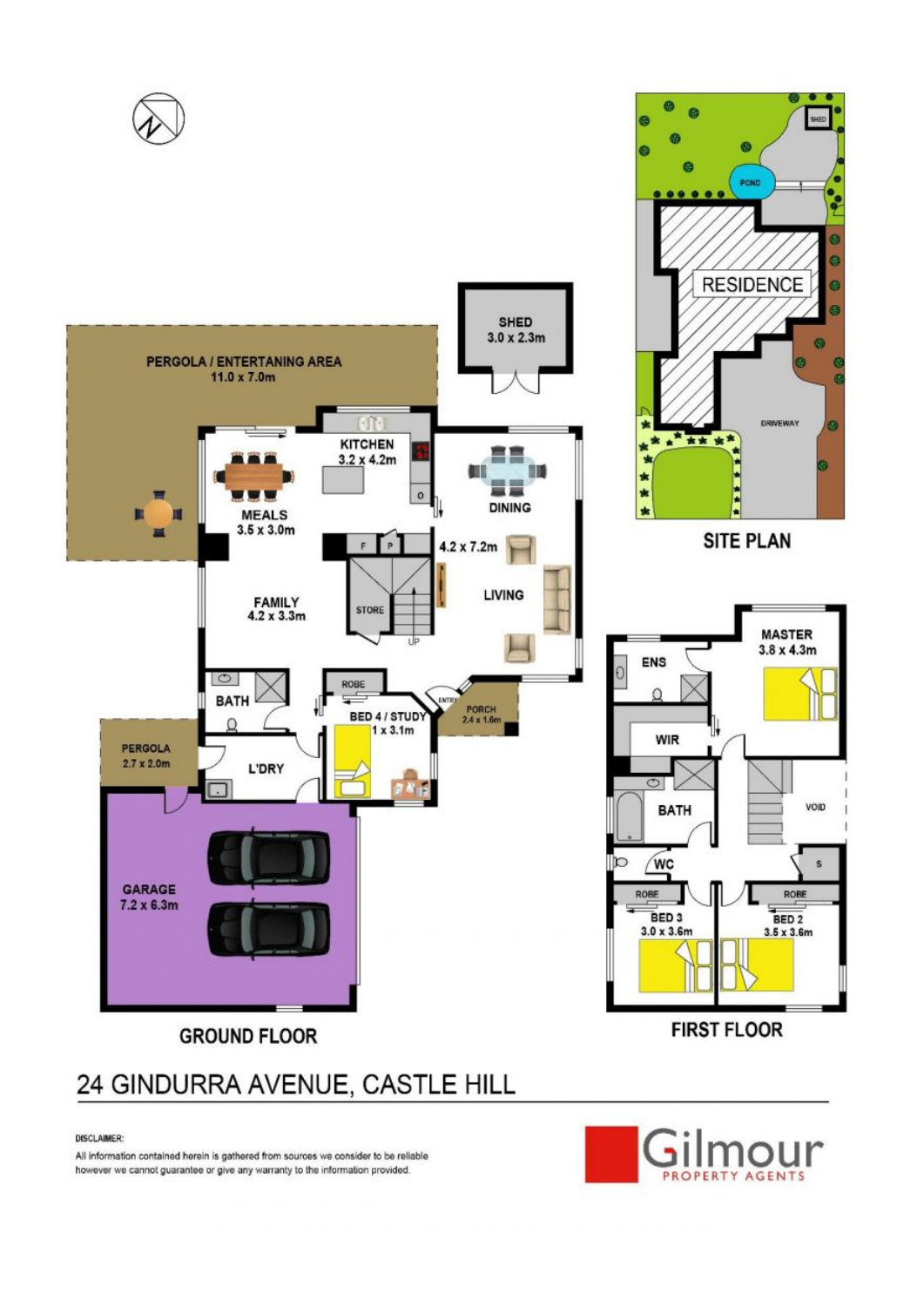PERGOLA / ENTERTANING AREA
11.0 x 7.0m

SHED
3.0 x 2.3m

KITCHEN
3.2 x 4.2m

DINING

MEALS
3.5 x 3.0m

4.2 x 7.2m

LIVING

FAMILY
4.2 x 3.3m

STORE

UP

F P

BATH

ROBE

BED 4 / STUDY
1 x 3.1m

ENTRY

PORCH
2.4 x 1.6m

PERGOLA
2.7 x 2.0m

L'DRY

GARAGE
7.2 x 6.3m

GROUND FLOOR

SHED

POND

RESIDENCE

DRIVEWAY

SITE PLAN

ENS

MASTER
3.8 x 4.3m

WIR

BATH

VOID

WC

S

ROBE

ROBE

BED 3
3.0 x 3.6m

BED 2
3.5 x 3.6m

FIRST FLOOR

# 24 GINDURRA AVENUE, CASTLE HILL

DISCLAIMER:
All information contained herein is gathered from sources we consider to be reliable however we cannot guarantee or give any warranty to the information provided.

Gilmour
PROPERTY AGENTS